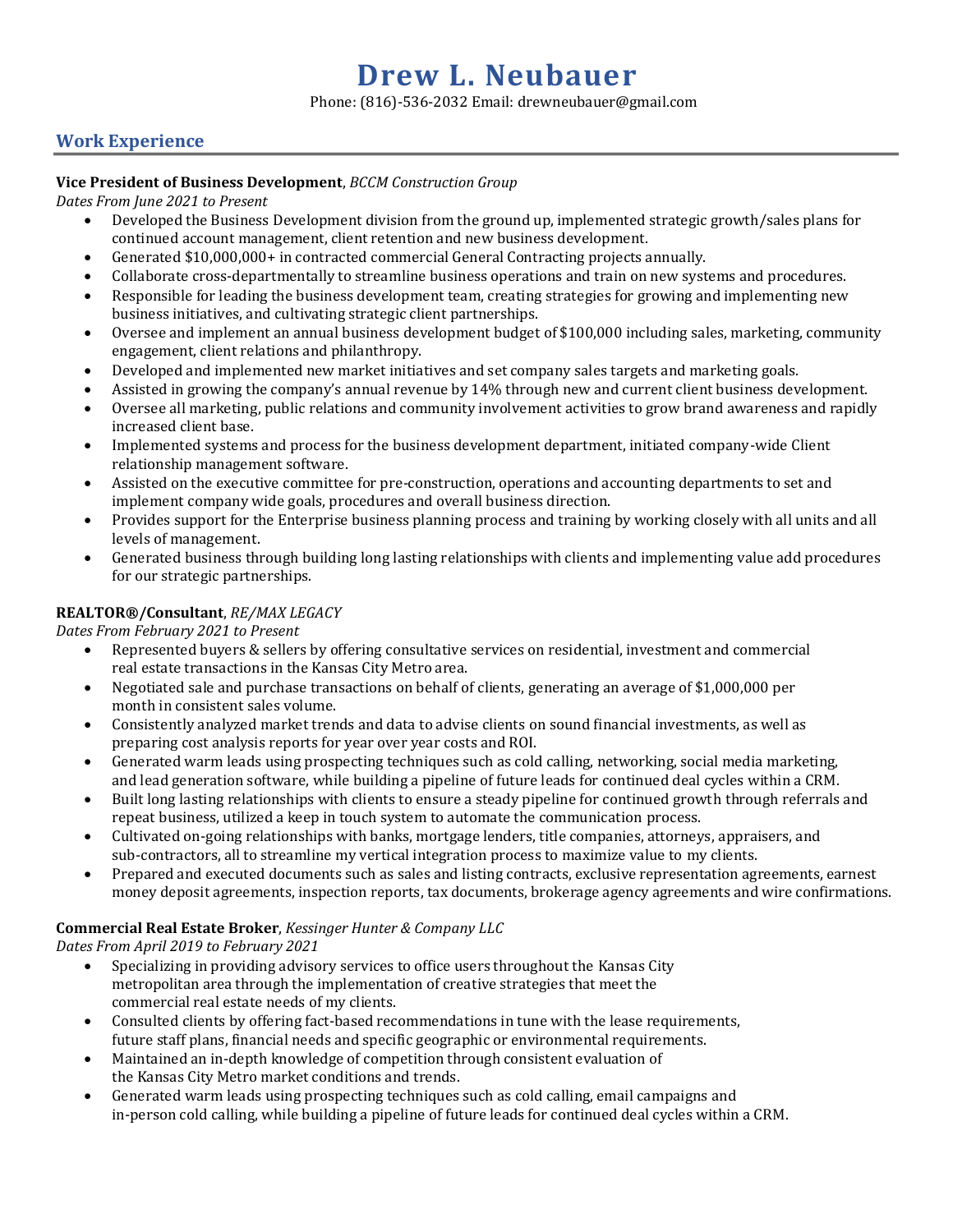# Drew L. Neubauer

Phone: (816)-536-2032 Email: drewneubauer@gmail.com

## Work Experience

**Vice President of Business Development**, *BCCM Construction Group*
*Dates From June 2021 to Present*

- Developed the Business Development division from the ground up, implemented strategic growth/sales plans for continued account management, client retention and new business development.
- Generated $10,000,000+ in contracted commercial General Contracting projects annually.
- Collaborate cross-departmentally to streamline business operations and train on new systems and procedures.
- Responsible for leading the business development team, creating strategies for growing and implementing new business initiatives, and cultivating strategic client partnerships.
- Oversee and implement an annual business development budget of $100,000 including sales, marketing, community engagement, client relations and philanthropy.
- Developed and implemented new market initiatives and set company sales targets and marketing goals.
- Assisted in growing the company's annual revenue by 14% through new and current client business development.
- Oversee all marketing, public relations and community involvement activities to grow brand awareness and rapidly increased client base.
- Implemented systems and process for the business development department, initiated company-wide Client relationship management software.
- Assisted on the executive committee for pre-construction, operations and accounting departments to set and implement company wide goals, procedures and overall business direction.
- Provides support for the Enterprise business planning process and training by working closely with all units and all levels of management.
- Generated business through building long lasting relationships with clients and implementing value add procedures for our strategic partnerships.

**REALTOR®/Consultant**, *RE/MAX LEGACY*
*Dates From February 2021 to Present*

- Represented buyers & sellers by offering consultative services on residential, investment and commercial real estate transactions in the Kansas City Metro area.
- Negotiated sale and purchase transactions on behalf of clients, generating an average of $1,000,000 per month in consistent sales volume.
- Consistently analyzed market trends and data to advise clients on sound financial investments, as well as preparing cost analysis reports for year over year costs and ROI.
- Generated warm leads using prospecting techniques such as cold calling, networking, social media marketing, and lead generation software, while building a pipeline of future leads for continued deal cycles within a CRM.
- Built long lasting relationships with clients to ensure a steady pipeline for continued growth through referrals and repeat business, utilized a keep in touch system to automate the communication process.
- Cultivated on-going relationships with banks, mortgage lenders, title companies, attorneys, appraisers, and sub-contractors, all to streamline my vertical integration process to maximize value to my clients.
- Prepared and executed documents such as sales and listing contracts, exclusive representation agreements, earnest money deposit agreements, inspection reports, tax documents, brokerage agency agreements and wire confirmations.

**Commercial Real Estate Broker**, *Kessinger Hunter & Company LLC*
*Dates From April 2019 to February 2021*

- Specializing in providing advisory services to office users throughout the Kansas City metropolitan area through the implementation of creative strategies that meet the commercial real estate needs of my clients.
- Consulted clients by offering fact-based recommendations in tune with the lease requirements, future staff plans, financial needs and specific geographic or environmental requirements.
- Maintained an in-depth knowledge of competition through consistent evaluation of the Kansas City Metro market conditions and trends.
- Generated warm leads using prospecting techniques such as cold calling, email campaigns and in-person cold calling, while building a pipeline of future leads for continued deal cycles within a CRM.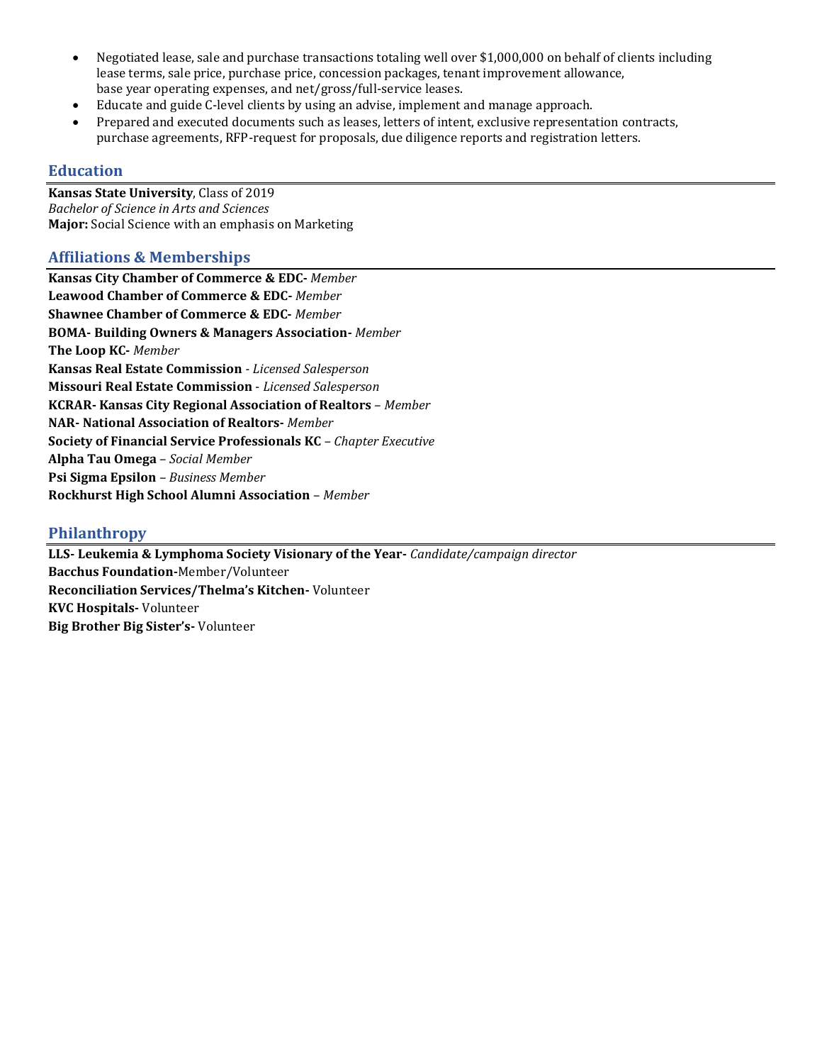- Negotiated lease, sale and purchase transactions totaling well over $1,000,000 on behalf of clients including lease terms, sale price, purchase price, concession packages, tenant improvement allowance, base year operating expenses, and net/gross/full-service leases.
- Educate and guide C-level clients by using an advise, implement and manage approach.
- Prepared and executed documents such as leases, letters of intent, exclusive representation contracts, purchase agreements, RFP-request for proposals, due diligence reports and registration letters.

## Education

**Kansas State University**, Class of 2019
*Bachelor of Science in Arts and Sciences*
**Major:** Social Science with an emphasis on Marketing

## Affiliations & Memberships

**Kansas City Chamber of Commerce & EDC-** *Member*
**Leawood Chamber of Commerce & EDC-** *Member*
**Shawnee Chamber of Commerce & EDC-** *Member*
**BOMA- Building Owners & Managers Association-** *Member*
**The Loop KC-** *Member*
**Kansas Real Estate Commission** - *Licensed Salesperson*
**Missouri Real Estate Commission** - *Licensed Salesperson*
**KCRAR- Kansas City Regional Association of Realtors** – *Member*
**NAR- National Association of Realtors-** *Member*
**Society of Financial Service Professionals KC** – *Chapter Executive*
**Alpha Tau Omega** – *Social Member*
**Psi Sigma Epsilon** – *Business Member*
**Rockhurst High School Alumni Association** – *Member*

## Philanthropy

**LLS- Leukemia & Lymphoma Society Visionary of the Year-** *Candidate/campaign director*
**Bacchus Foundation-**Member/Volunteer
**Reconciliation Services/Thelma's Kitchen-** Volunteer
**KVC Hospitals-** Volunteer
**Big Brother Big Sister's-** Volunteer